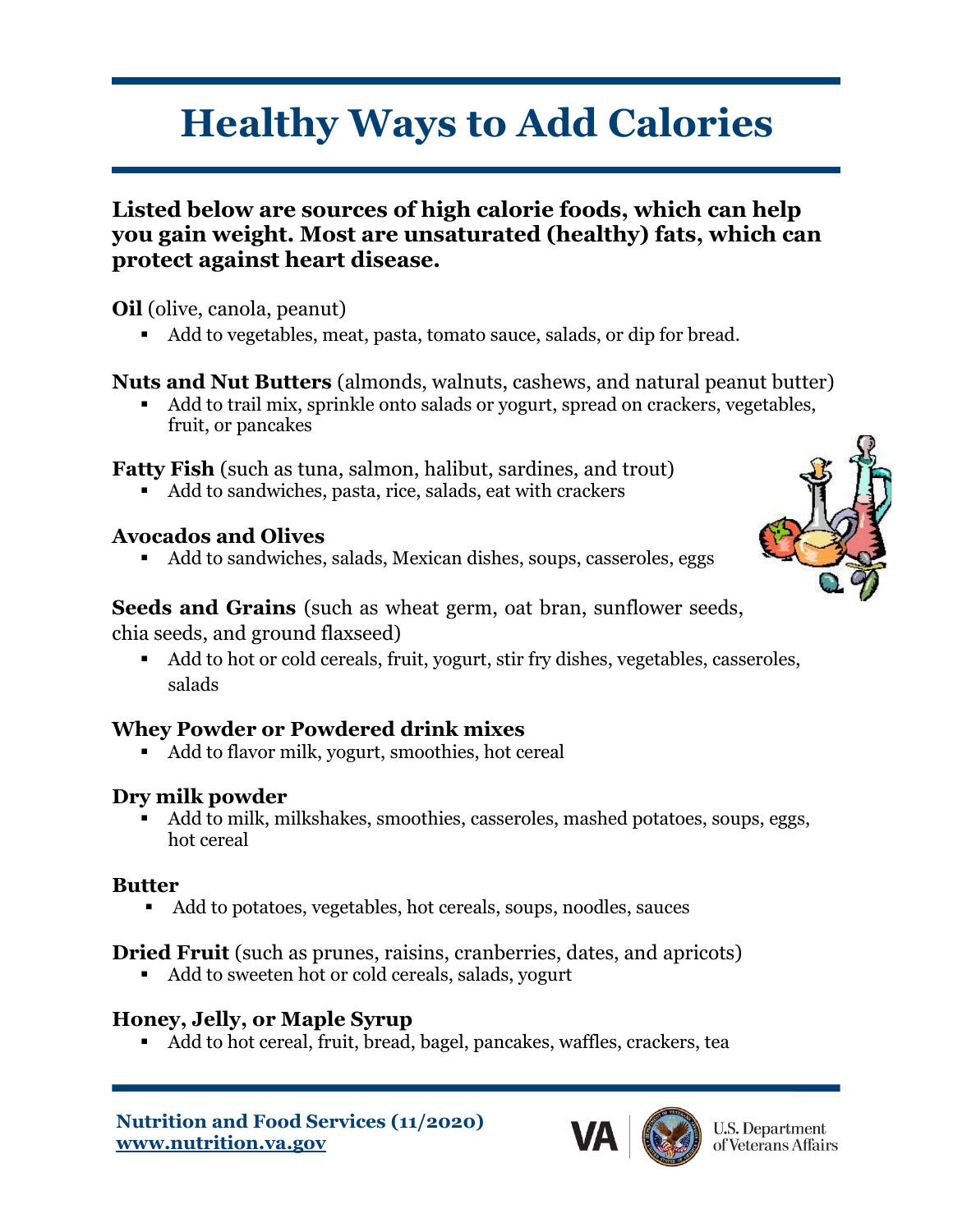# Healthy Ways to Add Calories

**Listed below are sources of high calorie foods, which can help you gain weight. Most are unsaturated (healthy) fats, which can protect against heart disease.**

**Oil** (olive, canola, peanut)

- Add to vegetables, meat, pasta, tomato sauce, salads, or dip for bread.

**Nuts and Nut Butters** (almonds, walnuts, cashews, and natural peanut butter)

- Add to trail mix, sprinkle onto salads or yogurt, spread on crackers, vegetables, fruit, or pancakes

**Fatty Fish** (such as tuna, salmon, halibut, sardines, and trout)

- Add to sandwiches, pasta, rice, salads, eat with crackers

**Avocados and Olives**

- Add to sandwiches, salads, Mexican dishes, soups, casseroles, eggs

**Seeds and Grains** (such as wheat germ, oat bran, sunflower seeds, chia seeds, and ground flaxseed)

- Add to hot or cold cereals, fruit, yogurt, stir fry dishes, vegetables, casseroles, salads

**Whey Powder or Powdered drink mixes**

- Add to flavor milk, yogurt, smoothies, hot cereal

**Dry milk powder**

- Add to milk, milkshakes, smoothies, casseroles, mashed potatoes, soups, eggs, hot cereal

**Butter**

- Add to potatoes, vegetables, hot cereals, soups, noodles, sauces

**Dried Fruit** (such as prunes, raisins, cranberries, dates, and apricots)

- Add to sweeten hot or cold cereals, salads, yogurt

**Honey, Jelly, or Maple Syrup**

- Add to hot cereal, fruit, bread, bagel, pancakes, waffles, crackers, tea

**Nutrition and Food Services (11/2020)**
**www.nutrition.va.gov**

VA | U.S. Department of Veterans Affairs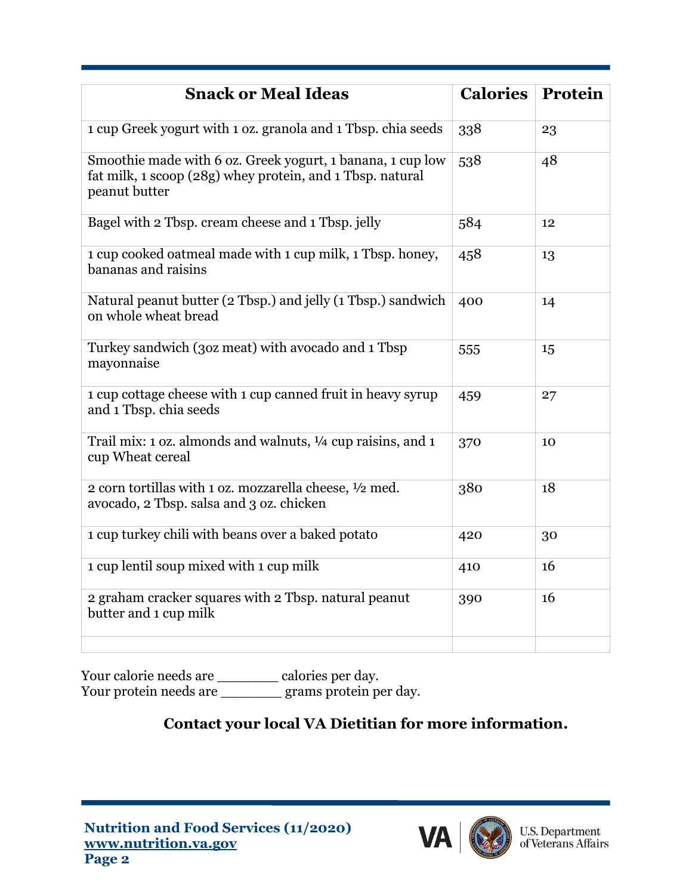| Snack or Meal Ideas | Calories | Protein |
|---|---|---|
| 1 cup Greek yogurt with 1 oz. granola and 1 Tbsp. chia seeds | 338 | 23 |
| Smoothie made with 6 oz. Greek yogurt, 1 banana, 1 cup low fat milk, 1 scoop (28g) whey protein, and 1 Tbsp. natural peanut butter | 538 | 48 |
| Bagel with 2 Tbsp. cream cheese and 1 Tbsp. jelly | 584 | 12 |
| 1 cup cooked oatmeal made with 1 cup milk, 1 Tbsp. honey, bananas and raisins | 458 | 13 |
| Natural peanut butter (2 Tbsp.) and jelly (1 Tbsp.) sandwich on whole wheat bread | 400 | 14 |
| Turkey sandwich (3oz meat) with avocado and 1 Tbsp mayonnaise | 555 | 15 |
| 1 cup cottage cheese with 1 cup canned fruit in heavy syrup and 1 Tbsp. chia seeds | 459 | 27 |
| Trail mix: 1 oz. almonds and walnuts, ¼ cup raisins, and 1 cup Wheat cereal | 370 | 10 |
| 2 corn tortillas with 1 oz. mozzarella cheese, ½ med. avocado, 2 Tbsp. salsa and 3 oz. chicken | 380 | 18 |
| 1 cup turkey chili with beans over a baked potato | 420 | 30 |
| 1 cup lentil soup mixed with 1 cup milk | 410 | 16 |
| 2 graham cracker squares with 2 Tbsp. natural peanut butter and 1 cup milk | 390 | 16 |
| | | |

Your calorie needs are _______ calories per day.
Your protein needs are _______ grams protein per day.

**Contact your local VA Dietitian for more information.**

**Nutrition and Food Services (11/2020)**
**www.nutrition.va.gov**

U.S. Department of Veterans Affairs